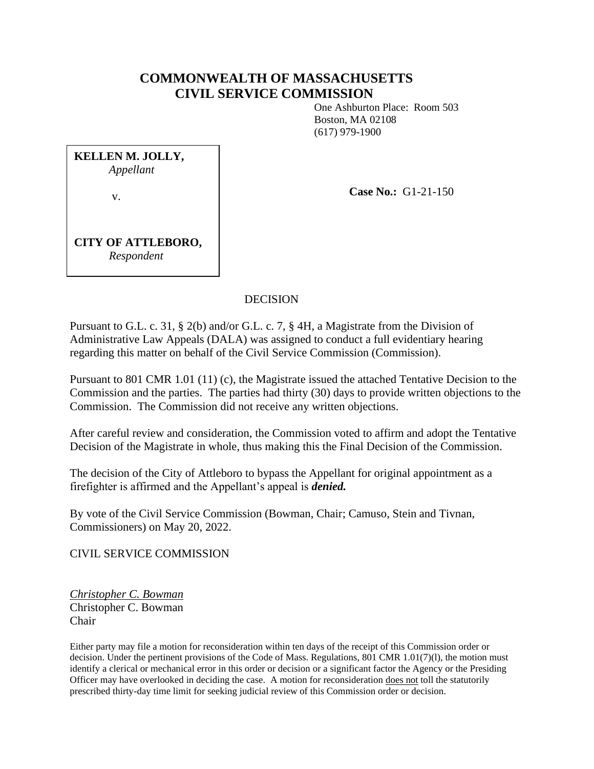# COMMONWEALTH OF MASSACHUSETTS
# CIVIL SERVICE COMMISSION

One Ashburton Place: Room 503
Boston, MA 02108
(617) 979-1900

**KELLEN M. JOLLY,**
*Appellant*

v.

**CITY OF ATTLEBORO,**
*Respondent*

**Case No.:** G1-21-150

DECISION

Pursuant to G.L. c. 31, § 2(b) and/or G.L. c. 7, § 4H, a Magistrate from the Division of Administrative Law Appeals (DALA) was assigned to conduct a full evidentiary hearing regarding this matter on behalf of the Civil Service Commission (Commission).

Pursuant to 801 CMR 1.01 (11) (c), the Magistrate issued the attached Tentative Decision to the Commission and the parties. The parties had thirty (30) days to provide written objections to the Commission. The Commission did not receive any written objections.

After careful review and consideration, the Commission voted to affirm and adopt the Tentative Decision of the Magistrate in whole, thus making this the Final Decision of the Commission.

The decision of the City of Attleboro to bypass the Appellant for original appointment as a firefighter is affirmed and the Appellant's appeal is ***denied.***

By vote of the Civil Service Commission (Bowman, Chair; Camuso, Stein and Tivnan, Commissioners) on May 20, 2022.

CIVIL SERVICE COMMISSION

*Christopher C. Bowman*
Christopher C. Bowman
Chair

Either party may file a motion for reconsideration within ten days of the receipt of this Commission order or decision. Under the pertinent provisions of the Code of Mass. Regulations, 801 CMR 1.01(7)(l), the motion must identify a clerical or mechanical error in this order or decision or a significant factor the Agency or the Presiding Officer may have overlooked in deciding the case. A motion for reconsideration does not toll the statutorily prescribed thirty-day time limit for seeking judicial review of this Commission order or decision.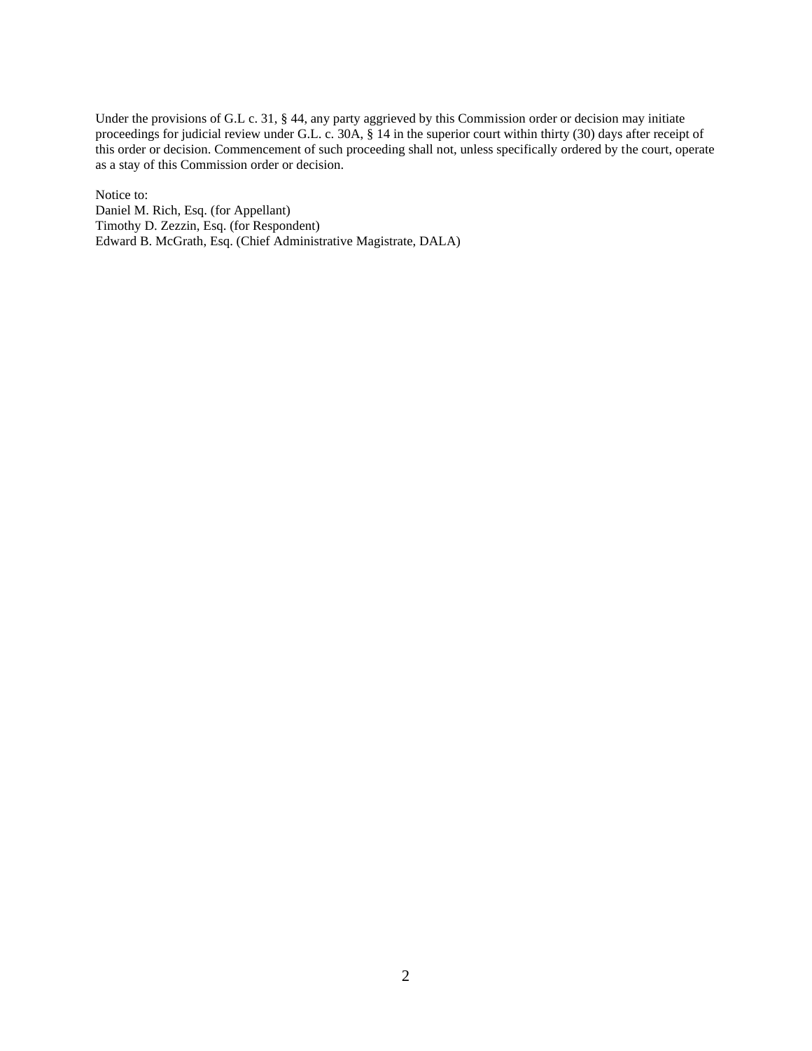Under the provisions of G.L c. 31, § 44, any party aggrieved by this Commission order or decision may initiate proceedings for judicial review under G.L. c. 30A, § 14 in the superior court within thirty (30) days after receipt of this order or decision. Commencement of such proceeding shall not, unless specifically ordered by the court, operate as a stay of this Commission order or decision.

Notice to:
Daniel M. Rich, Esq. (for Appellant)
Timothy D. Zezzin, Esq. (for Respondent)
Edward B. McGrath, Esq. (Chief Administrative Magistrate, DALA)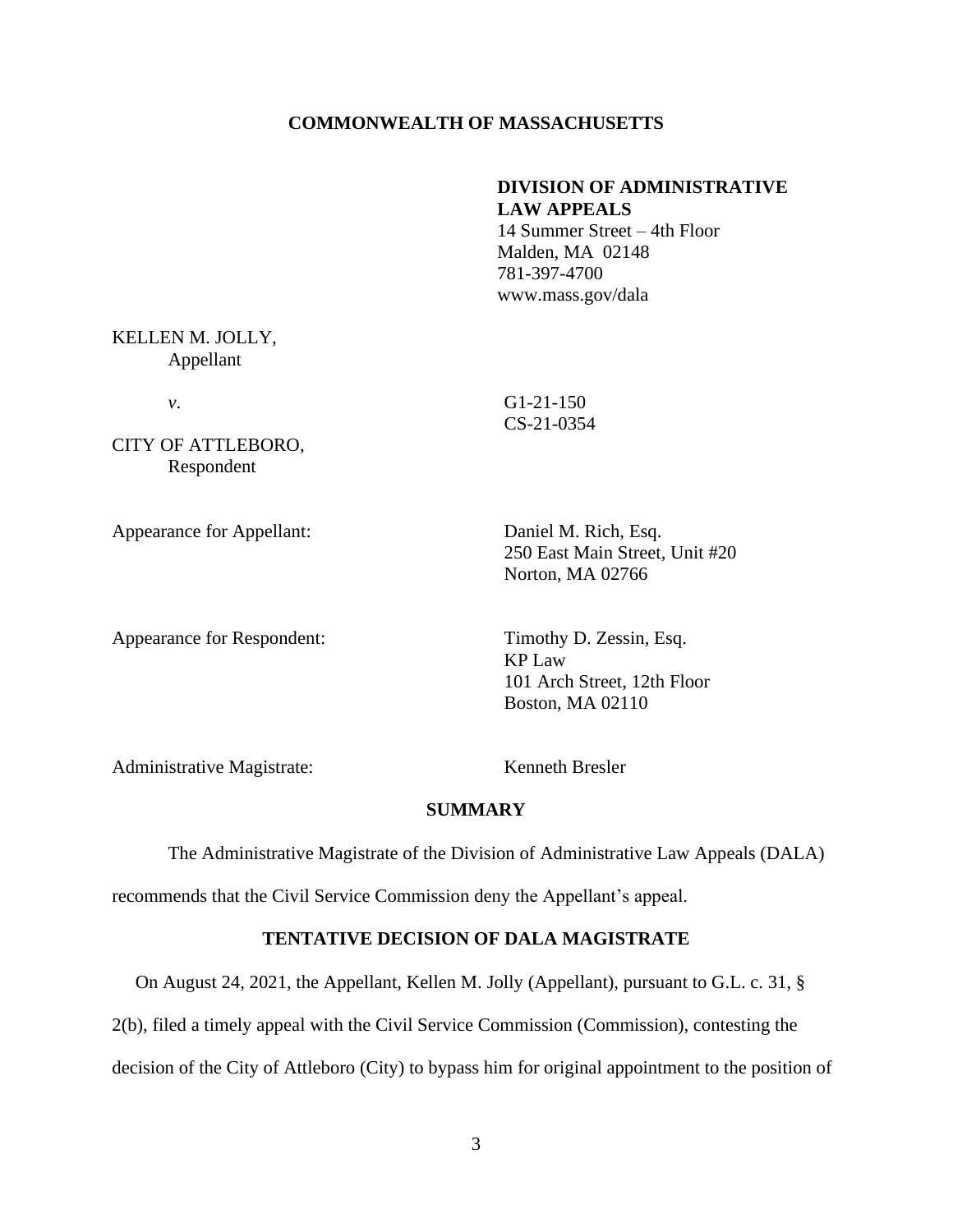**COMMONWEALTH OF MASSACHUSETTS**

**DIVISION OF ADMINISTRATIVE LAW APPEALS**
14 Summer Street – 4th Floor
Malden, MA 02148
781-397-4700
www.mass.gov/dala

KELLEN M. JOLLY,
Appellant

*v*.

G1-21-150
CS-21-0354

CITY OF ATTLEBORO,
Respondent

Appearance for Appellant:

Daniel M. Rich, Esq.
250 East Main Street, Unit #20
Norton, MA 02766

Appearance for Respondent:

Timothy D. Zessin, Esq.
KP Law
101 Arch Street, 12th Floor
Boston, MA 02110

Administrative Magistrate: Kenneth Bresler

## SUMMARY

The Administrative Magistrate of the Division of Administrative Law Appeals (DALA) recommends that the Civil Service Commission deny the Appellant's appeal.

## TENTATIVE DECISION OF DALA MAGISTRATE

On August 24, 2021, the Appellant, Kellen M. Jolly (Appellant), pursuant to G.L. c. 31, § 2(b), filed a timely appeal with the Civil Service Commission (Commission), contesting the decision of the City of Attleboro (City) to bypass him for original appointment to the position of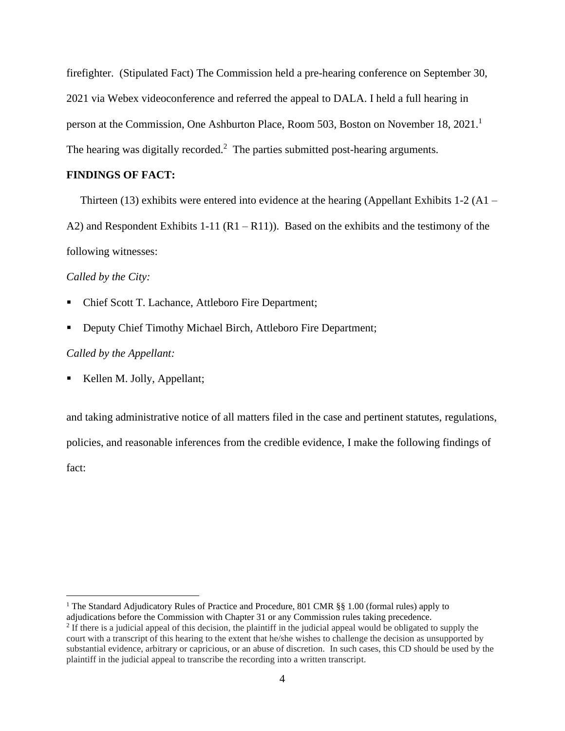firefighter. (Stipulated Fact) The Commission held a pre-hearing conference on September 30, 2021 via Webex videoconference and referred the appeal to DALA. I held a full hearing in person at the Commission, One Ashburton Place, Room 503, Boston on November 18, 2021.[1] The hearing was digitally recorded.[2] The parties submitted post-hearing arguments.

**FINDINGS OF FACT:**

Thirteen (13) exhibits were entered into evidence at the hearing (Appellant Exhibits 1-2 (A1 – A2) and Respondent Exhibits 1-11 (R1 – R11)). Based on the exhibits and the testimony of the following witnesses:

*Called by the City:*

- Chief Scott T. Lachance, Attleboro Fire Department;
- Deputy Chief Timothy Michael Birch, Attleboro Fire Department;

*Called by the Appellant:*

- Kellen M. Jolly, Appellant;

and taking administrative notice of all matters filed in the case and pertinent statutes, regulations, policies, and reasonable inferences from the credible evidence, I make the following findings of fact:

---

[1] The Standard Adjudicatory Rules of Practice and Procedure, 801 CMR §§ 1.00 (formal rules) apply to adjudications before the Commission with Chapter 31 or any Commission rules taking precedence.

[2] If there is a judicial appeal of this decision, the plaintiff in the judicial appeal would be obligated to supply the court with a transcript of this hearing to the extent that he/she wishes to challenge the decision as unsupported by substantial evidence, arbitrary or capricious, or an abuse of discretion. In such cases, this CD should be used by the plaintiff in the judicial appeal to transcribe the recording into a written transcript.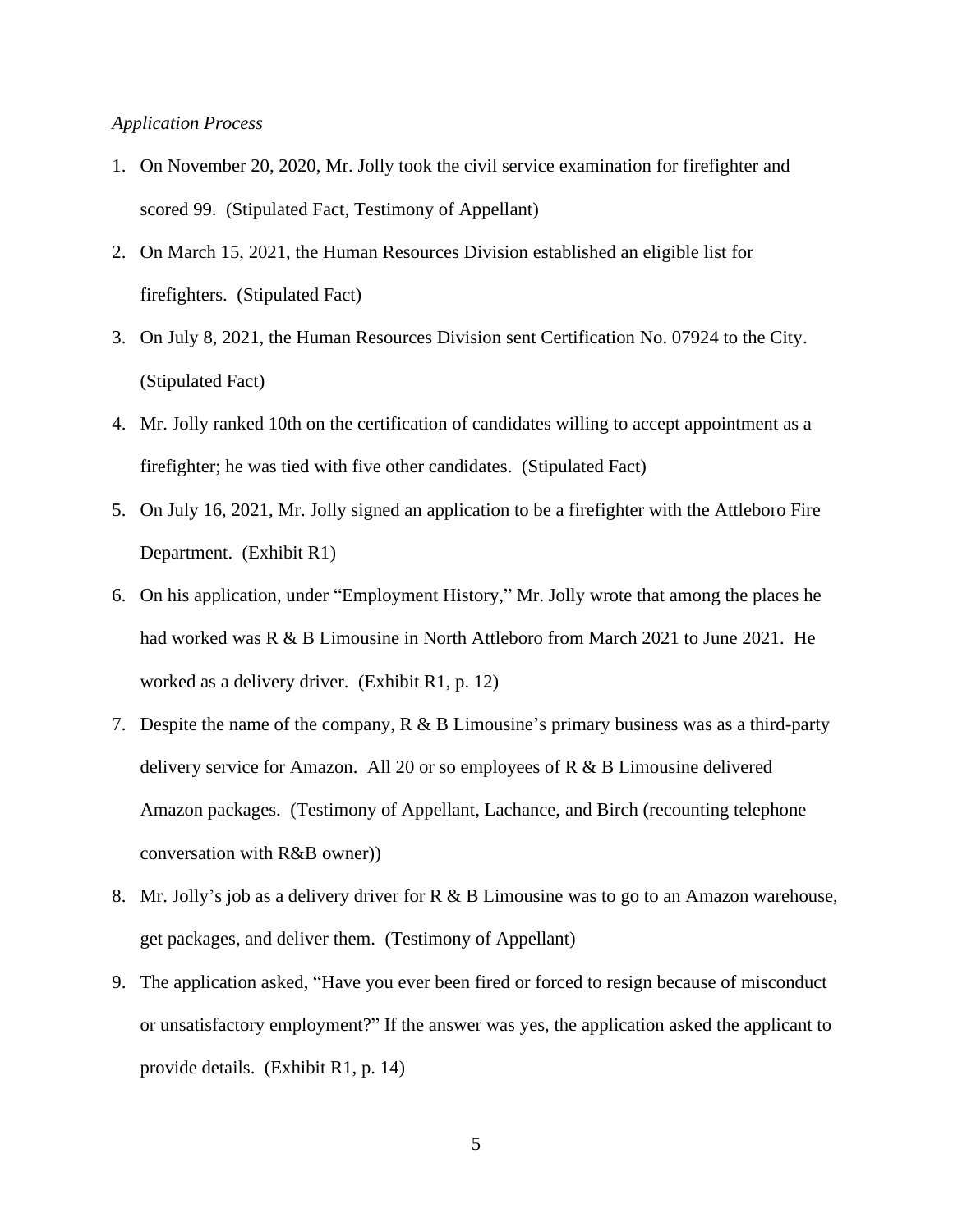*Application Process*

1. On November 20, 2020, Mr. Jolly took the civil service examination for firefighter and scored 99. (Stipulated Fact, Testimony of Appellant)
2. On March 15, 2021, the Human Resources Division established an eligible list for firefighters. (Stipulated Fact)
3. On July 8, 2021, the Human Resources Division sent Certification No. 07924 to the City. (Stipulated Fact)
4. Mr. Jolly ranked 10th on the certification of candidates willing to accept appointment as a firefighter; he was tied with five other candidates. (Stipulated Fact)
5. On July 16, 2021, Mr. Jolly signed an application to be a firefighter with the Attleboro Fire Department. (Exhibit R1)
6. On his application, under "Employment History," Mr. Jolly wrote that among the places he had worked was R & B Limousine in North Attleboro from March 2021 to June 2021. He worked as a delivery driver. (Exhibit R1, p. 12)
7. Despite the name of the company, R & B Limousine's primary business was as a third-party delivery service for Amazon. All 20 or so employees of R & B Limousine delivered Amazon packages. (Testimony of Appellant, Lachance, and Birch (recounting telephone conversation with R&B owner))
8. Mr. Jolly's job as a delivery driver for R & B Limousine was to go to an Amazon warehouse, get packages, and deliver them. (Testimony of Appellant)
9. The application asked, "Have you ever been fired or forced to resign because of misconduct or unsatisfactory employment?" If the answer was yes, the application asked the applicant to provide details. (Exhibit R1, p. 14)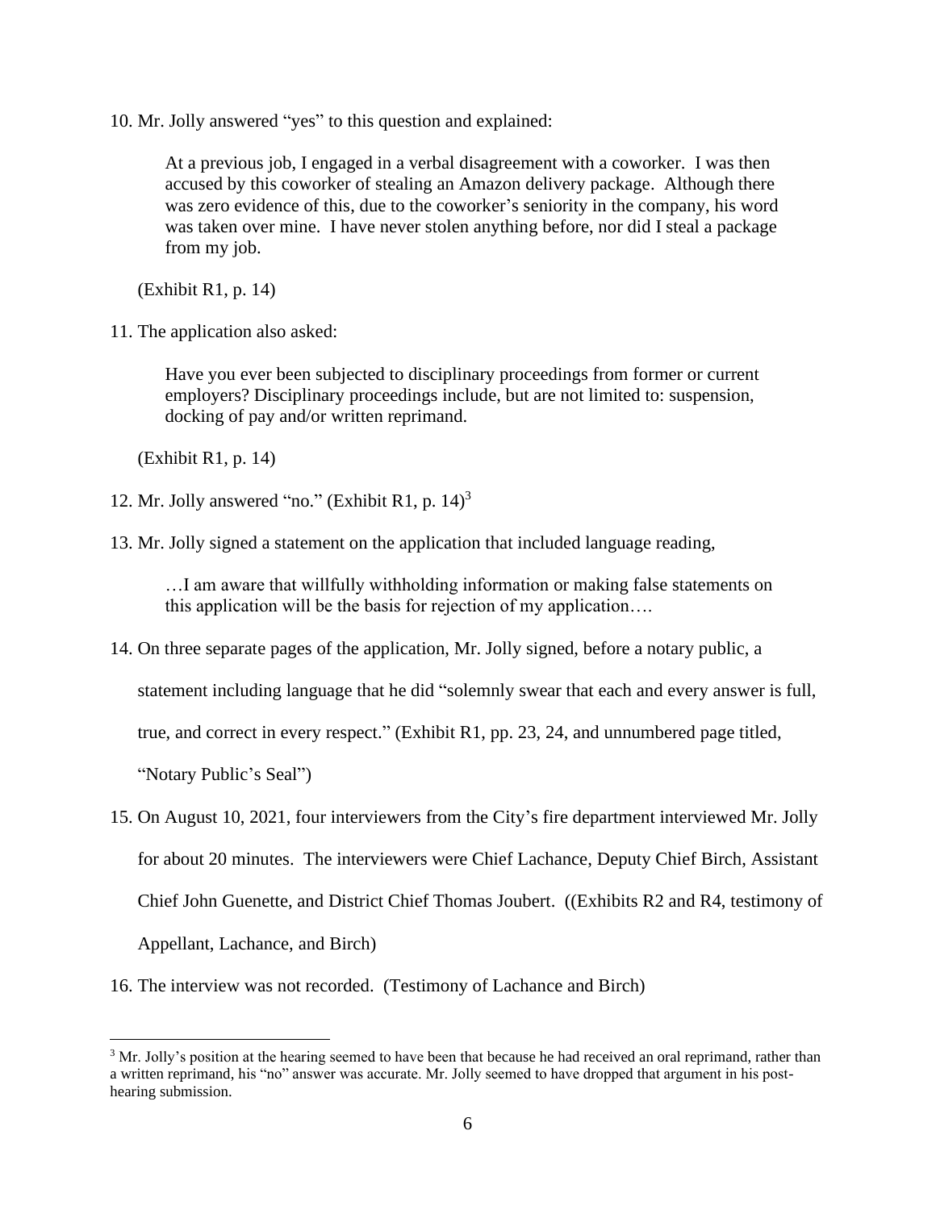10. Mr. Jolly answered "yes" to this question and explained:

> At a previous job, I engaged in a verbal disagreement with a coworker. I was then accused by this coworker of stealing an Amazon delivery package. Although there was zero evidence of this, due to the coworker's seniority in the company, his word was taken over mine. I have never stolen anything before, nor did I steal a package from my job.

(Exhibit R1, p. 14)

11. The application also asked:

> Have you ever been subjected to disciplinary proceedings from former or current employers? Disciplinary proceedings include, but are not limited to: suspension, docking of pay and/or written reprimand.

(Exhibit R1, p. 14)

12. Mr. Jolly answered "no." (Exhibit R1, p. 14)[3]

13. Mr. Jolly signed a statement on the application that included language reading,

> …I am aware that willfully withholding information or making false statements on this application will be the basis for rejection of my application….

14. On three separate pages of the application, Mr. Jolly signed, before a notary public, a statement including language that he did "solemnly swear that each and every answer is full, true, and correct in every respect." (Exhibit R1, pp. 23, 24, and unnumbered page titled, "Notary Public's Seal")

15. On August 10, 2021, four interviewers from the City's fire department interviewed Mr. Jolly for about 20 minutes. The interviewers were Chief Lachance, Deputy Chief Birch, Assistant Chief John Guenette, and District Chief Thomas Joubert. ((Exhibits R2 and R4, testimony of Appellant, Lachance, and Birch)

16. The interview was not recorded. (Testimony of Lachance and Birch)

---

[3] Mr. Jolly's position at the hearing seemed to have been that because he had received an oral reprimand, rather than a written reprimand, his "no" answer was accurate. Mr. Jolly seemed to have dropped that argument in his post-hearing submission.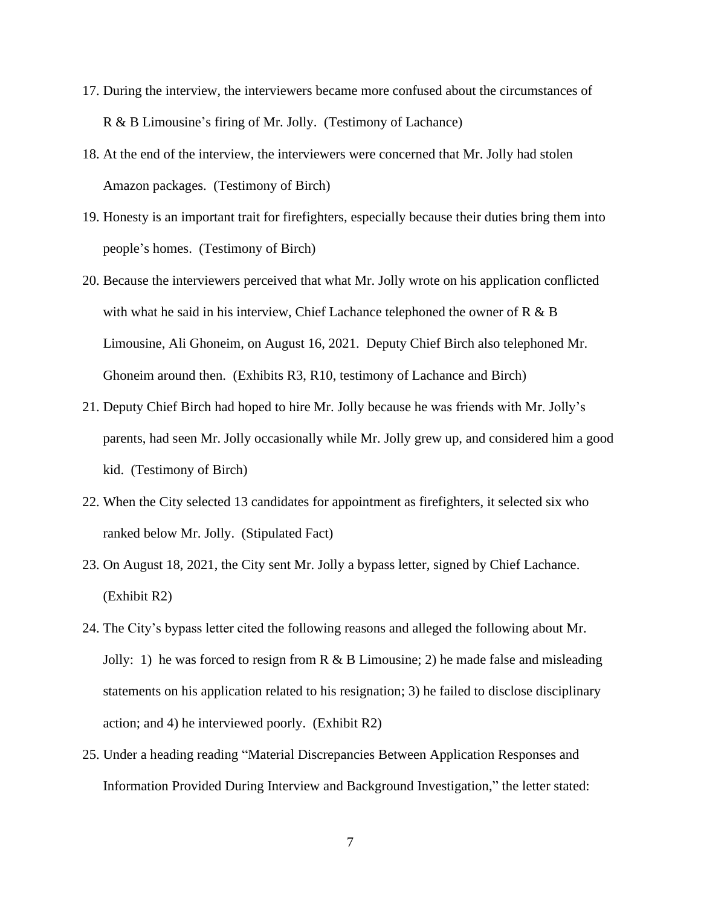17. During the interview, the interviewers became more confused about the circumstances of R & B Limousine's firing of Mr. Jolly. (Testimony of Lachance)

18. At the end of the interview, the interviewers were concerned that Mr. Jolly had stolen Amazon packages. (Testimony of Birch)

19. Honesty is an important trait for firefighters, especially because their duties bring them into people's homes. (Testimony of Birch)

20. Because the interviewers perceived that what Mr. Jolly wrote on his application conflicted with what he said in his interview, Chief Lachance telephoned the owner of R & B Limousine, Ali Ghoneim, on August 16, 2021. Deputy Chief Birch also telephoned Mr. Ghoneim around then. (Exhibits R3, R10, testimony of Lachance and Birch)

21. Deputy Chief Birch had hoped to hire Mr. Jolly because he was friends with Mr. Jolly's parents, had seen Mr. Jolly occasionally while Mr. Jolly grew up, and considered him a good kid. (Testimony of Birch)

22. When the City selected 13 candidates for appointment as firefighters, it selected six who ranked below Mr. Jolly. (Stipulated Fact)

23. On August 18, 2021, the City sent Mr. Jolly a bypass letter, signed by Chief Lachance. (Exhibit R2)

24. The City's bypass letter cited the following reasons and alleged the following about Mr. Jolly: 1) he was forced to resign from R & B Limousine; 2) he made false and misleading statements on his application related to his resignation; 3) he failed to disclose disciplinary action; and 4) he interviewed poorly. (Exhibit R2)

25. Under a heading reading "Material Discrepancies Between Application Responses and Information Provided During Interview and Background Investigation," the letter stated: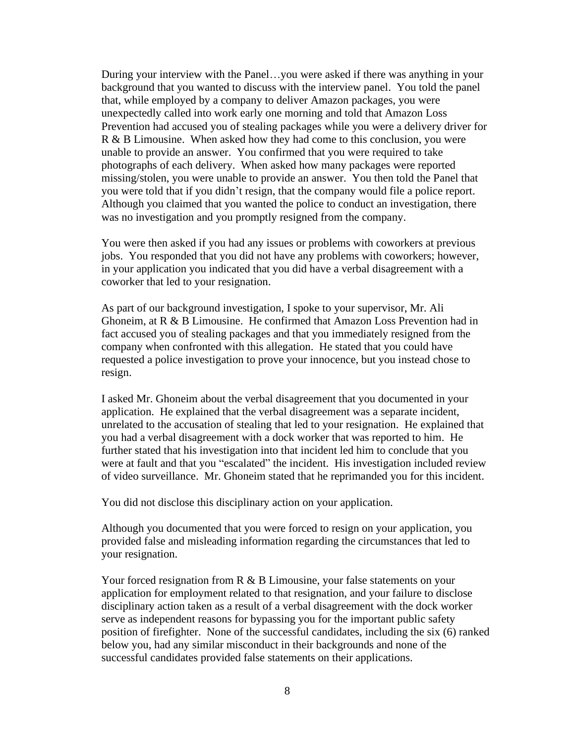During your interview with the Panel…you were asked if there was anything in your background that you wanted to discuss with the interview panel. You told the panel that, while employed by a company to deliver Amazon packages, you were unexpectedly called into work early one morning and told that Amazon Loss Prevention had accused you of stealing packages while you were a delivery driver for R & B Limousine. When asked how they had come to this conclusion, you were unable to provide an answer. You confirmed that you were required to take photographs of each delivery. When asked how many packages were reported missing/stolen, you were unable to provide an answer. You then told the Panel that you were told that if you didn't resign, that the company would file a police report. Although you claimed that you wanted the police to conduct an investigation, there was no investigation and you promptly resigned from the company.

You were then asked if you had any issues or problems with coworkers at previous jobs. You responded that you did not have any problems with coworkers; however, in your application you indicated that you did have a verbal disagreement with a coworker that led to your resignation.

As part of our background investigation, I spoke to your supervisor, Mr. Ali Ghoneim, at R & B Limousine. He confirmed that Amazon Loss Prevention had in fact accused you of stealing packages and that you immediately resigned from the company when confronted with this allegation. He stated that you could have requested a police investigation to prove your innocence, but you instead chose to resign.

I asked Mr. Ghoneim about the verbal disagreement that you documented in your application. He explained that the verbal disagreement was a separate incident, unrelated to the accusation of stealing that led to your resignation. He explained that you had a verbal disagreement with a dock worker that was reported to him. He further stated that his investigation into that incident led him to conclude that you were at fault and that you "escalated" the incident. His investigation included review of video surveillance. Mr. Ghoneim stated that he reprimanded you for this incident.

You did not disclose this disciplinary action on your application.

Although you documented that you were forced to resign on your application, you provided false and misleading information regarding the circumstances that led to your resignation.

Your forced resignation from R & B Limousine, your false statements on your application for employment related to that resignation, and your failure to disclose disciplinary action taken as a result of a verbal disagreement with the dock worker serve as independent reasons for bypassing you for the important public safety position of firefighter. None of the successful candidates, including the six (6) ranked below you, had any similar misconduct in their backgrounds and none of the successful candidates provided false statements on their applications.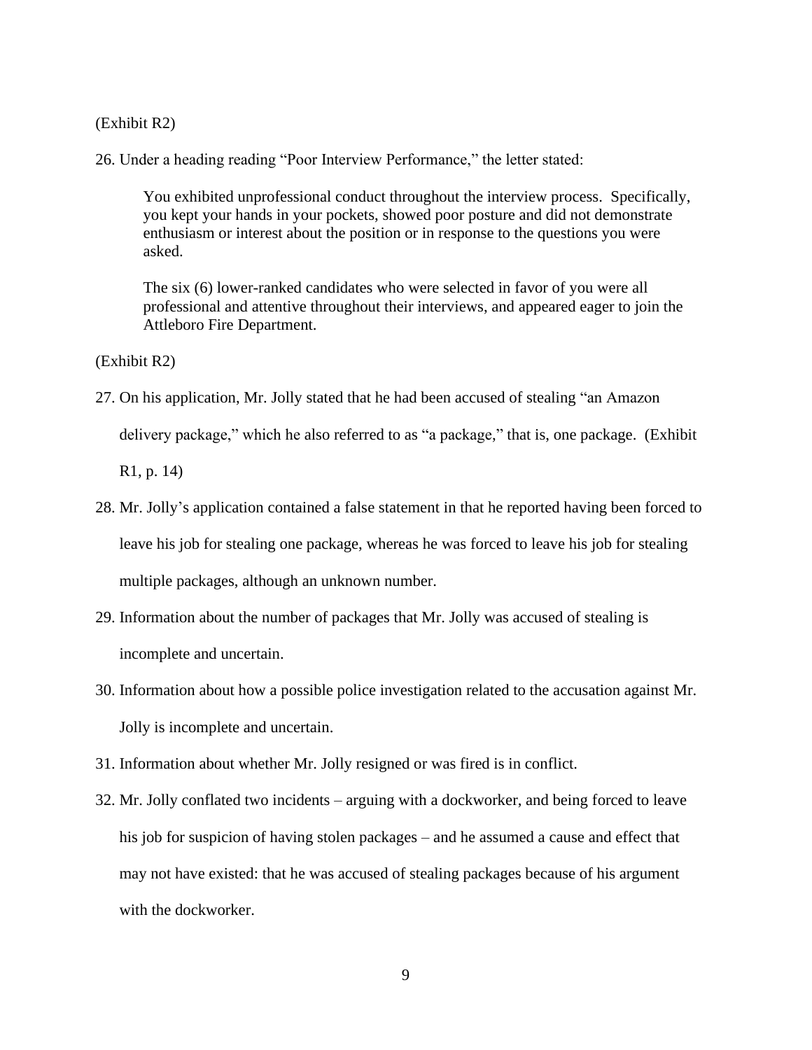(Exhibit R2)

26. Under a heading reading "Poor Interview Performance," the letter stated:

> You exhibited unprofessional conduct throughout the interview process. Specifically, you kept your hands in your pockets, showed poor posture and did not demonstrate enthusiasm or interest about the position or in response to the questions you were asked.
>
> The six (6) lower-ranked candidates who were selected in favor of you were all professional and attentive throughout their interviews, and appeared eager to join the Attleboro Fire Department.

(Exhibit R2)

27. On his application, Mr. Jolly stated that he had been accused of stealing "an Amazon delivery package," which he also referred to as "a package," that is, one package. (Exhibit R1, p. 14)
28. Mr. Jolly's application contained a false statement in that he reported having been forced to leave his job for stealing one package, whereas he was forced to leave his job for stealing multiple packages, although an unknown number.
29. Information about the number of packages that Mr. Jolly was accused of stealing is incomplete and uncertain.
30. Information about how a possible police investigation related to the accusation against Mr. Jolly is incomplete and uncertain.
31. Information about whether Mr. Jolly resigned or was fired is in conflict.
32. Mr. Jolly conflated two incidents – arguing with a dockworker, and being forced to leave his job for suspicion of having stolen packages – and he assumed a cause and effect that may not have existed: that he was accused of stealing packages because of his argument with the dockworker.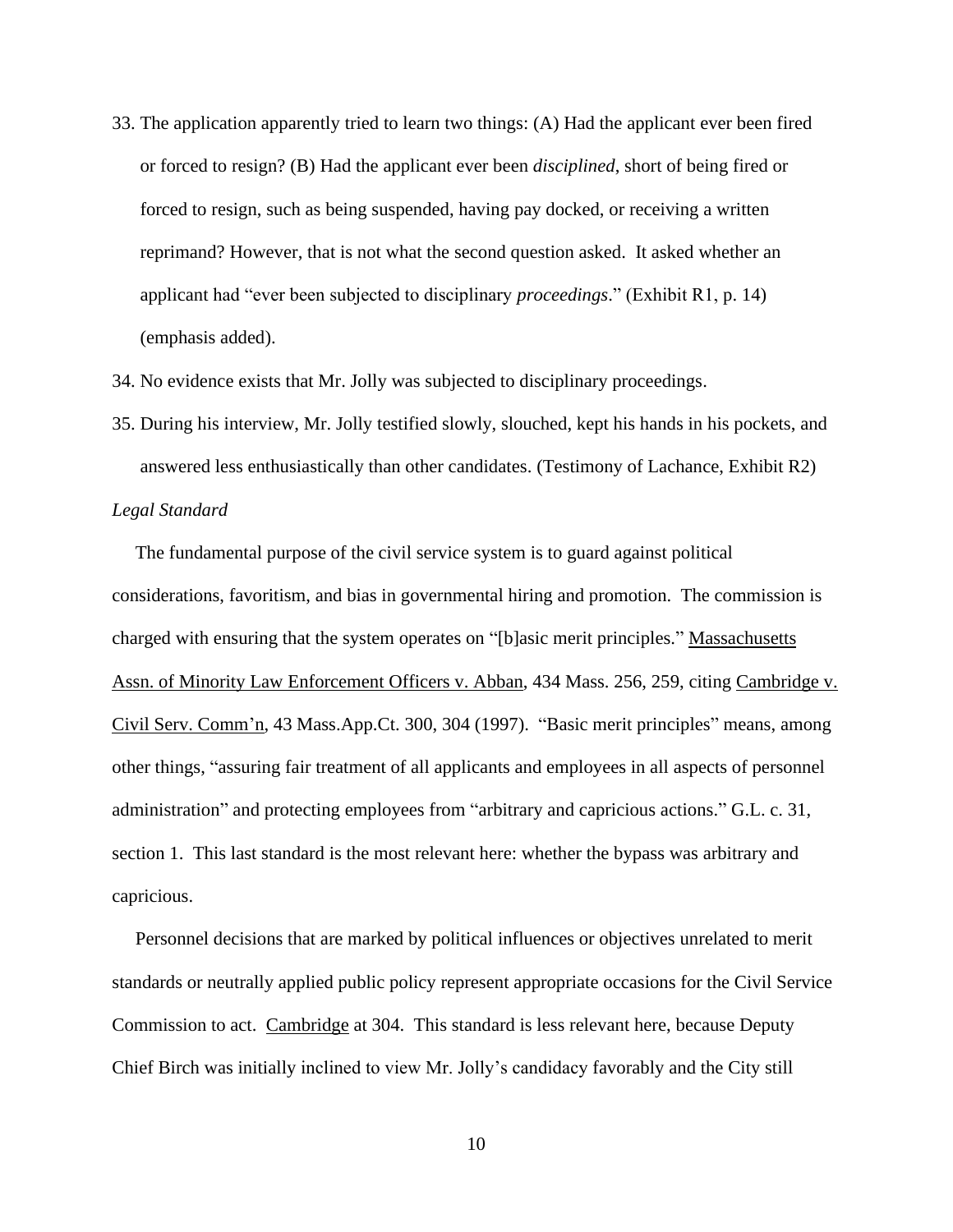33. The application apparently tried to learn two things: (A) Had the applicant ever been fired or forced to resign? (B) Had the applicant ever been *disciplined*, short of being fired or forced to resign, such as being suspended, having pay docked, or receiving a written reprimand? However, that is not what the second question asked. It asked whether an applicant had "ever been subjected to disciplinary *proceedings*." (Exhibit R1, p. 14) (emphasis added).

34. No evidence exists that Mr. Jolly was subjected to disciplinary proceedings.

35. During his interview, Mr. Jolly testified slowly, slouched, kept his hands in his pockets, and answered less enthusiastically than other candidates. (Testimony of Lachance, Exhibit R2)

*Legal Standard*

The fundamental purpose of the civil service system is to guard against political considerations, favoritism, and bias in governmental hiring and promotion. The commission is charged with ensuring that the system operates on "[b]asic merit principles." Massachusetts Assn. of Minority Law Enforcement Officers v. Abban, 434 Mass. 256, 259, citing Cambridge v. Civil Serv. Comm'n, 43 Mass.App.Ct. 300, 304 (1997). "Basic merit principles" means, among other things, "assuring fair treatment of all applicants and employees in all aspects of personnel administration" and protecting employees from "arbitrary and capricious actions." G.L. c. 31, section 1. This last standard is the most relevant here: whether the bypass was arbitrary and capricious.

Personnel decisions that are marked by political influences or objectives unrelated to merit standards or neutrally applied public policy represent appropriate occasions for the Civil Service Commission to act. Cambridge at 304. This standard is less relevant here, because Deputy Chief Birch was initially inclined to view Mr. Jolly's candidacy favorably and the City still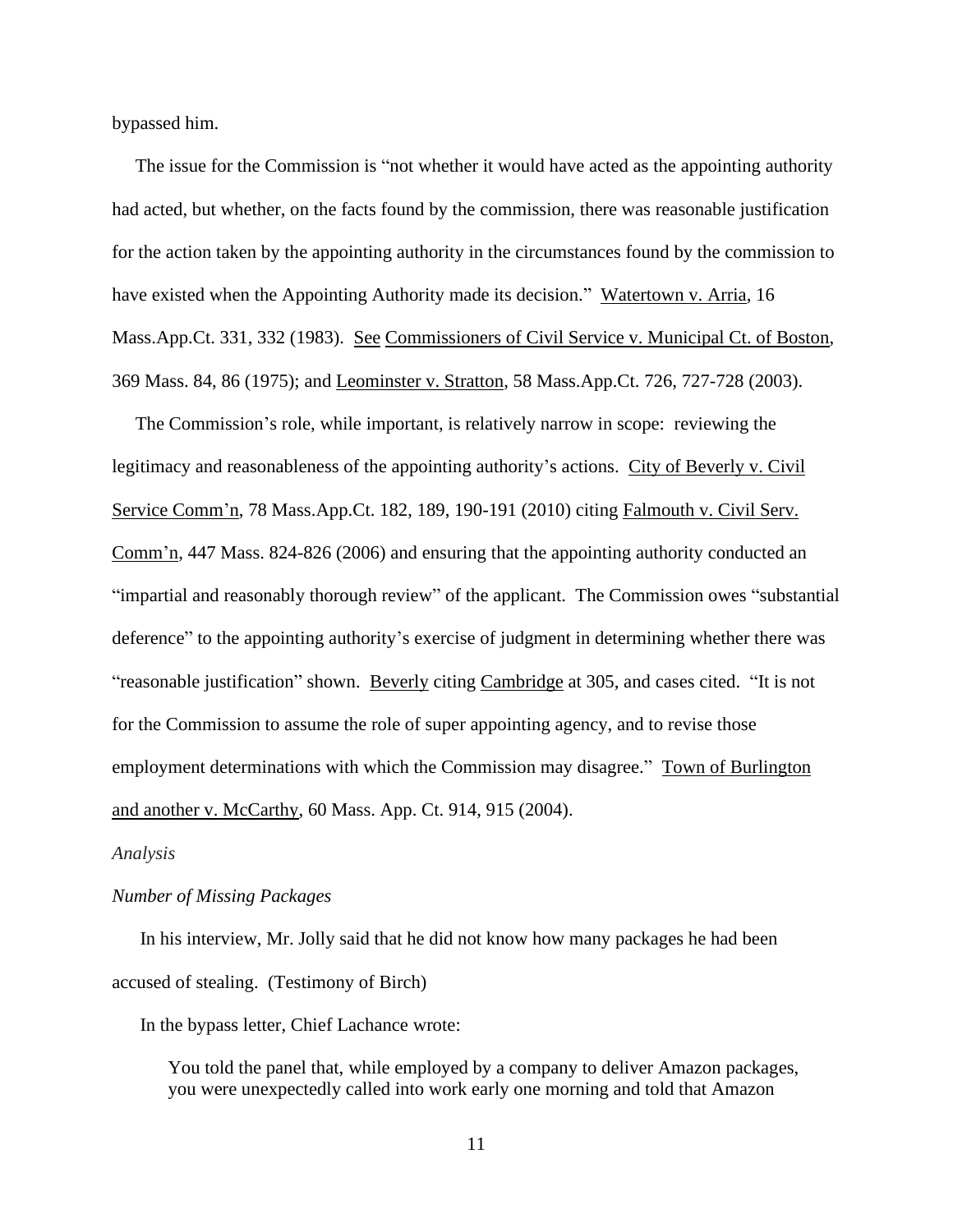bypassed him.

The issue for the Commission is "not whether it would have acted as the appointing authority had acted, but whether, on the facts found by the commission, there was reasonable justification for the action taken by the appointing authority in the circumstances found by the commission to have existed when the Appointing Authority made its decision." Watertown v. Arria, 16 Mass.App.Ct. 331, 332 (1983). See Commissioners of Civil Service v. Municipal Ct. of Boston, 369 Mass. 84, 86 (1975); and Leominster v. Stratton, 58 Mass.App.Ct. 726, 727-728 (2003).

The Commission's role, while important, is relatively narrow in scope: reviewing the legitimacy and reasonableness of the appointing authority's actions. City of Beverly v. Civil Service Comm'n, 78 Mass.App.Ct. 182, 189, 190-191 (2010) citing Falmouth v. Civil Serv. Comm'n, 447 Mass. 824-826 (2006) and ensuring that the appointing authority conducted an "impartial and reasonably thorough review" of the applicant. The Commission owes "substantial deference" to the appointing authority's exercise of judgment in determining whether there was "reasonable justification" shown. Beverly citing Cambridge at 305, and cases cited. "It is not for the Commission to assume the role of super appointing agency, and to revise those employment determinations with which the Commission may disagree." Town of Burlington and another v. McCarthy, 60 Mass. App. Ct. 914, 915 (2004).

*Analysis*

*Number of Missing Packages*

In his interview, Mr. Jolly said that he did not know how many packages he had been accused of stealing. (Testimony of Birch)

In the bypass letter, Chief Lachance wrote:

> You told the panel that, while employed by a company to deliver Amazon packages, you were unexpectedly called into work early one morning and told that Amazon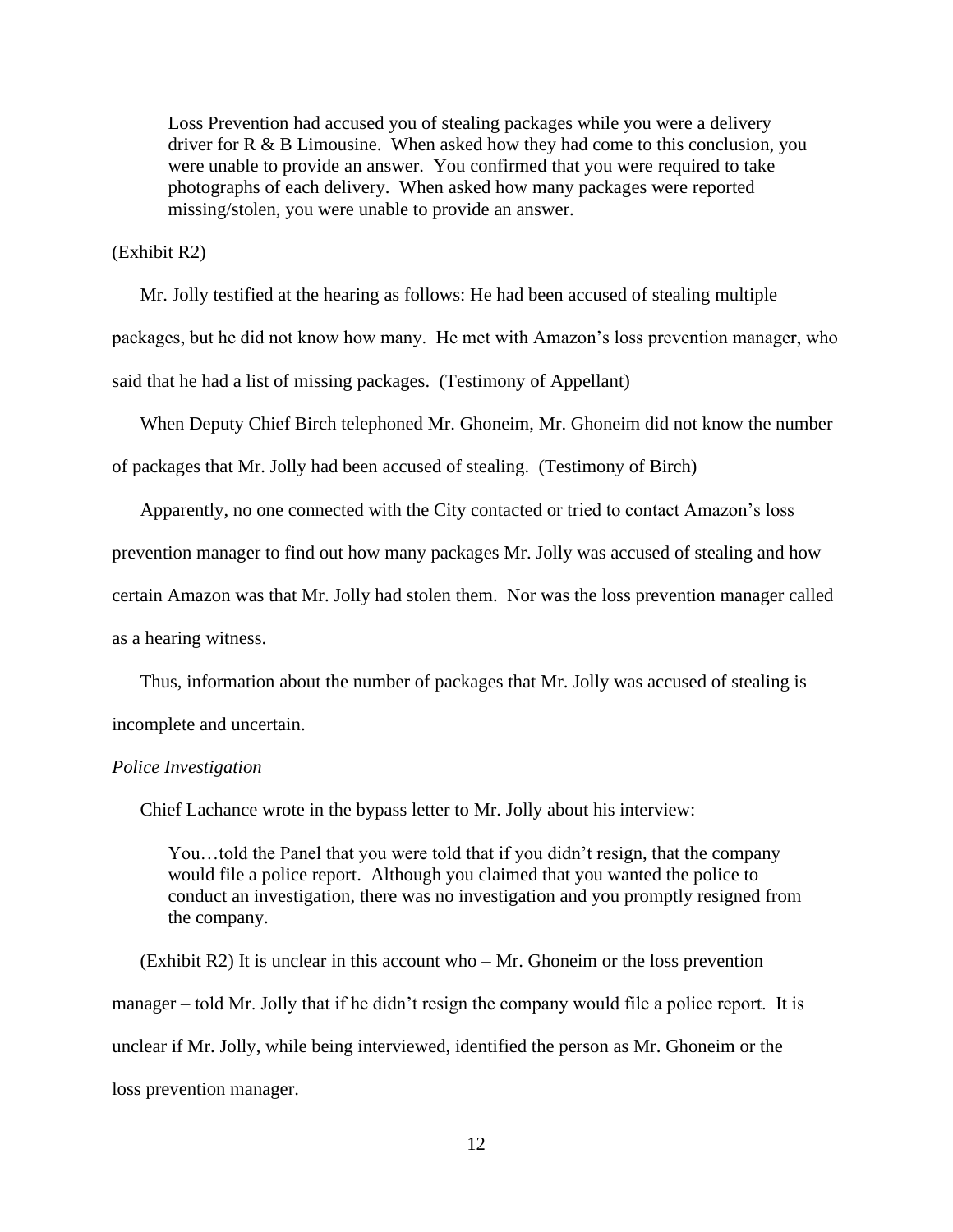> Loss Prevention had accused you of stealing packages while you were a delivery driver for R & B Limousine. When asked how they had come to this conclusion, you were unable to provide an answer. You confirmed that you were required to take photographs of each delivery. When asked how many packages were reported missing/stolen, you were unable to provide an answer.

(Exhibit R2)

Mr. Jolly testified at the hearing as follows: He had been accused of stealing multiple packages, but he did not know how many. He met with Amazon's loss prevention manager, who said that he had a list of missing packages. (Testimony of Appellant)

When Deputy Chief Birch telephoned Mr. Ghoneim, Mr. Ghoneim did not know the number of packages that Mr. Jolly had been accused of stealing. (Testimony of Birch)

Apparently, no one connected with the City contacted or tried to contact Amazon's loss prevention manager to find out how many packages Mr. Jolly was accused of stealing and how certain Amazon was that Mr. Jolly had stolen them. Nor was the loss prevention manager called as a hearing witness.

Thus, information about the number of packages that Mr. Jolly was accused of stealing is incomplete and uncertain.

*Police Investigation*

Chief Lachance wrote in the bypass letter to Mr. Jolly about his interview:

> You…told the Panel that you were told that if you didn't resign, that the company would file a police report. Although you claimed that you wanted the police to conduct an investigation, there was no investigation and you promptly resigned from the company.

(Exhibit R2) It is unclear in this account who – Mr. Ghoneim or the loss prevention manager – told Mr. Jolly that if he didn't resign the company would file a police report. It is unclear if Mr. Jolly, while being interviewed, identified the person as Mr. Ghoneim or the loss prevention manager.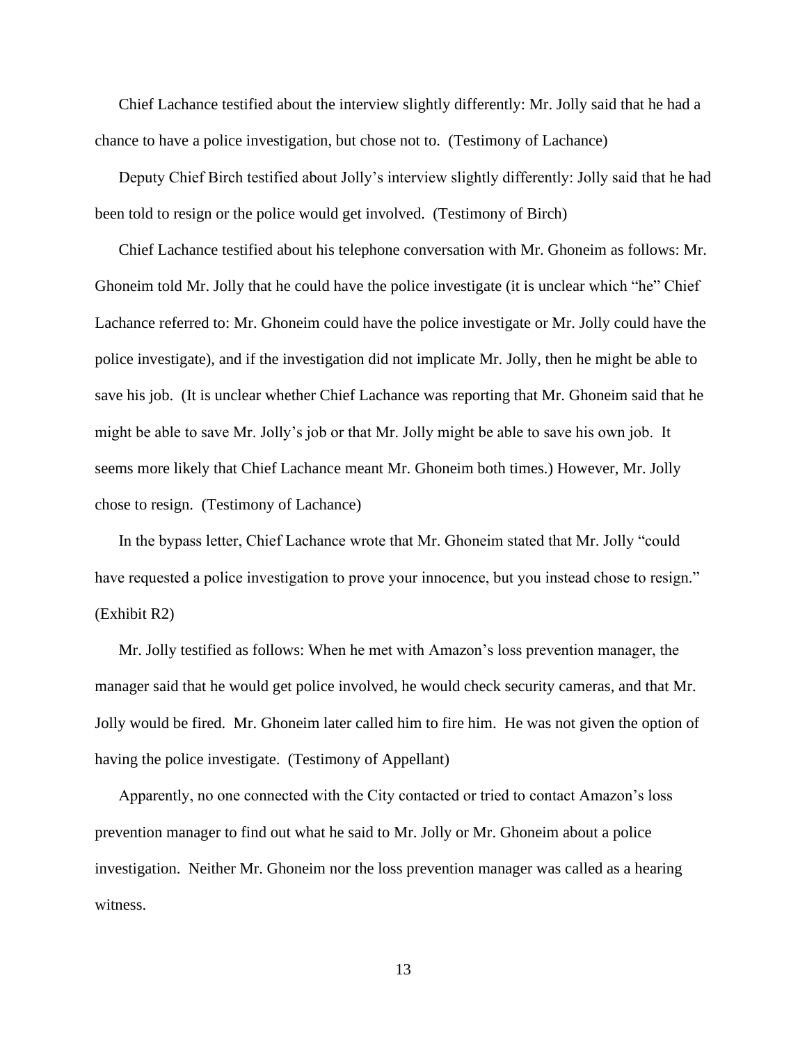Chief Lachance testified about the interview slightly differently: Mr. Jolly said that he had a chance to have a police investigation, but chose not to. (Testimony of Lachance)

Deputy Chief Birch testified about Jolly's interview slightly differently: Jolly said that he had been told to resign or the police would get involved. (Testimony of Birch)

Chief Lachance testified about his telephone conversation with Mr. Ghoneim as follows: Mr. Ghoneim told Mr. Jolly that he could have the police investigate (it is unclear which "he" Chief Lachance referred to: Mr. Ghoneim could have the police investigate or Mr. Jolly could have the police investigate), and if the investigation did not implicate Mr. Jolly, then he might be able to save his job. (It is unclear whether Chief Lachance was reporting that Mr. Ghoneim said that he might be able to save Mr. Jolly's job or that Mr. Jolly might be able to save his own job. It seems more likely that Chief Lachance meant Mr. Ghoneim both times.) However, Mr. Jolly chose to resign. (Testimony of Lachance)

In the bypass letter, Chief Lachance wrote that Mr. Ghoneim stated that Mr. Jolly "could have requested a police investigation to prove your innocence, but you instead chose to resign." (Exhibit R2)

Mr. Jolly testified as follows: When he met with Amazon's loss prevention manager, the manager said that he would get police involved, he would check security cameras, and that Mr. Jolly would be fired. Mr. Ghoneim later called him to fire him. He was not given the option of having the police investigate. (Testimony of Appellant)

Apparently, no one connected with the City contacted or tried to contact Amazon's loss prevention manager to find out what he said to Mr. Jolly or Mr. Ghoneim about a police investigation. Neither Mr. Ghoneim nor the loss prevention manager was called as a hearing witness.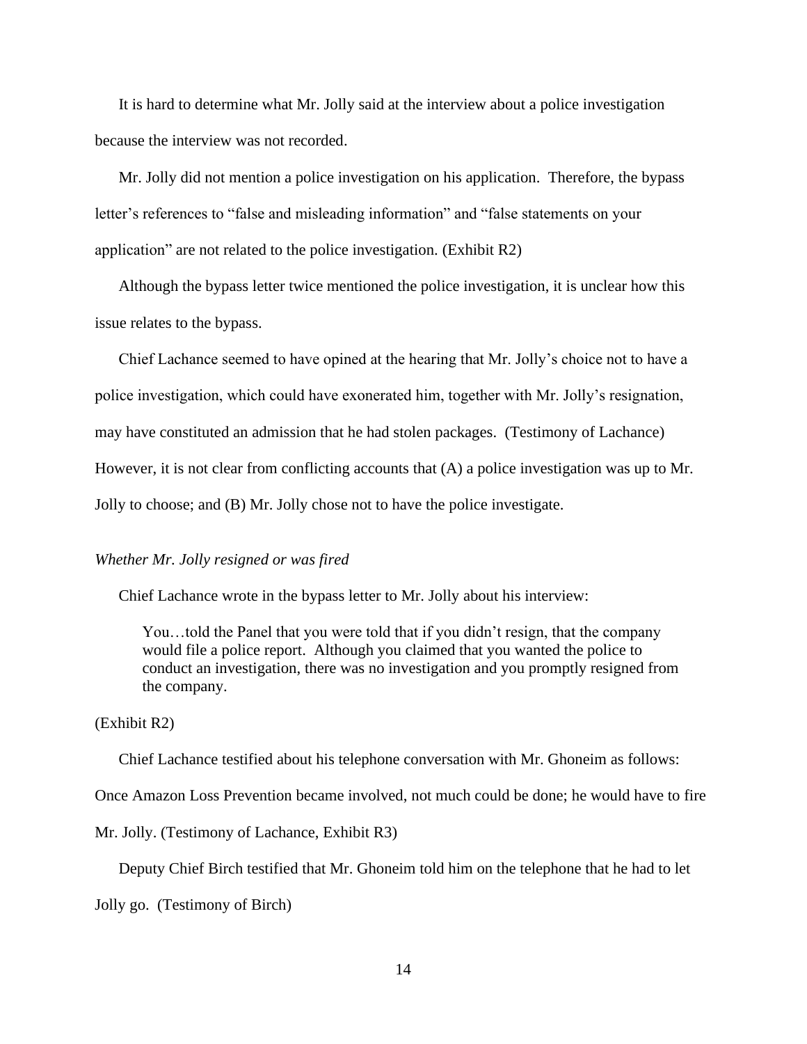It is hard to determine what Mr. Jolly said at the interview about a police investigation because the interview was not recorded.

Mr. Jolly did not mention a police investigation on his application. Therefore, the bypass letter's references to "false and misleading information" and "false statements on your application" are not related to the police investigation. (Exhibit R2)

Although the bypass letter twice mentioned the police investigation, it is unclear how this issue relates to the bypass.

Chief Lachance seemed to have opined at the hearing that Mr. Jolly's choice not to have a police investigation, which could have exonerated him, together with Mr. Jolly's resignation, may have constituted an admission that he had stolen packages. (Testimony of Lachance) However, it is not clear from conflicting accounts that (A) a police investigation was up to Mr. Jolly to choose; and (B) Mr. Jolly chose not to have the police investigate.

*Whether Mr. Jolly resigned or was fired*

Chief Lachance wrote in the bypass letter to Mr. Jolly about his interview:

> You…told the Panel that you were told that if you didn't resign, that the company would file a police report. Although you claimed that you wanted the police to conduct an investigation, there was no investigation and you promptly resigned from the company.

(Exhibit R2)

Chief Lachance testified about his telephone conversation with Mr. Ghoneim as follows: Once Amazon Loss Prevention became involved, not much could be done; he would have to fire Mr. Jolly. (Testimony of Lachance, Exhibit R3)

Deputy Chief Birch testified that Mr. Ghoneim told him on the telephone that he had to let Jolly go. (Testimony of Birch)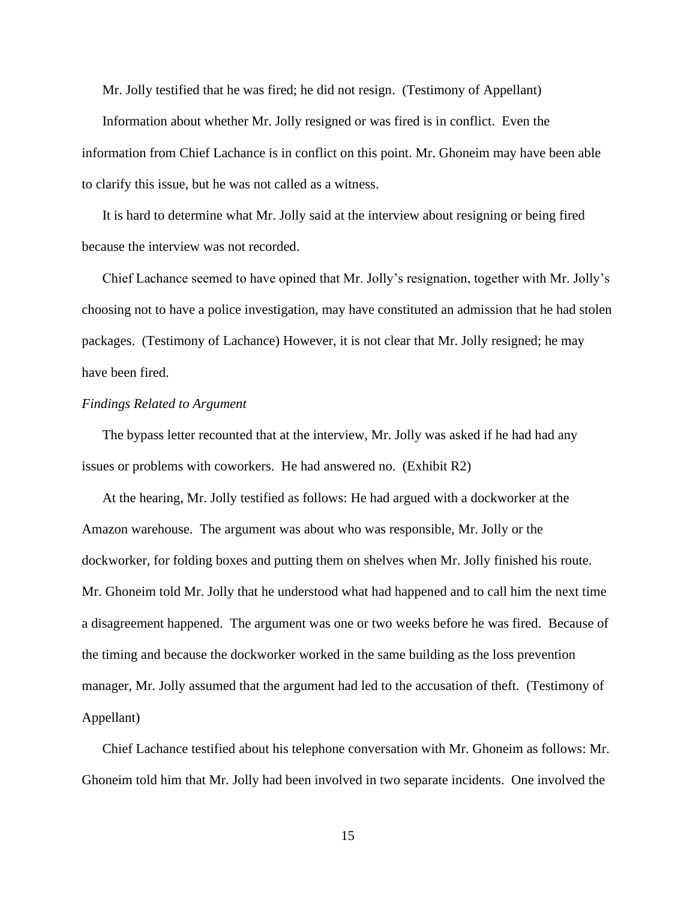Mr. Jolly testified that he was fired; he did not resign. (Testimony of Appellant)

Information about whether Mr. Jolly resigned or was fired is in conflict. Even the information from Chief Lachance is in conflict on this point. Mr. Ghoneim may have been able to clarify this issue, but he was not called as a witness.

It is hard to determine what Mr. Jolly said at the interview about resigning or being fired because the interview was not recorded.

Chief Lachance seemed to have opined that Mr. Jolly's resignation, together with Mr. Jolly's choosing not to have a police investigation, may have constituted an admission that he had stolen packages. (Testimony of Lachance) However, it is not clear that Mr. Jolly resigned; he may have been fired.

*Findings Related to Argument*

The bypass letter recounted that at the interview, Mr. Jolly was asked if he had had any issues or problems with coworkers. He had answered no. (Exhibit R2)

At the hearing, Mr. Jolly testified as follows: He had argued with a dockworker at the Amazon warehouse. The argument was about who was responsible, Mr. Jolly or the dockworker, for folding boxes and putting them on shelves when Mr. Jolly finished his route. Mr. Ghoneim told Mr. Jolly that he understood what had happened and to call him the next time a disagreement happened. The argument was one or two weeks before he was fired. Because of the timing and because the dockworker worked in the same building as the loss prevention manager, Mr. Jolly assumed that the argument had led to the accusation of theft. (Testimony of Appellant)

Chief Lachance testified about his telephone conversation with Mr. Ghoneim as follows: Mr. Ghoneim told him that Mr. Jolly had been involved in two separate incidents. One involved the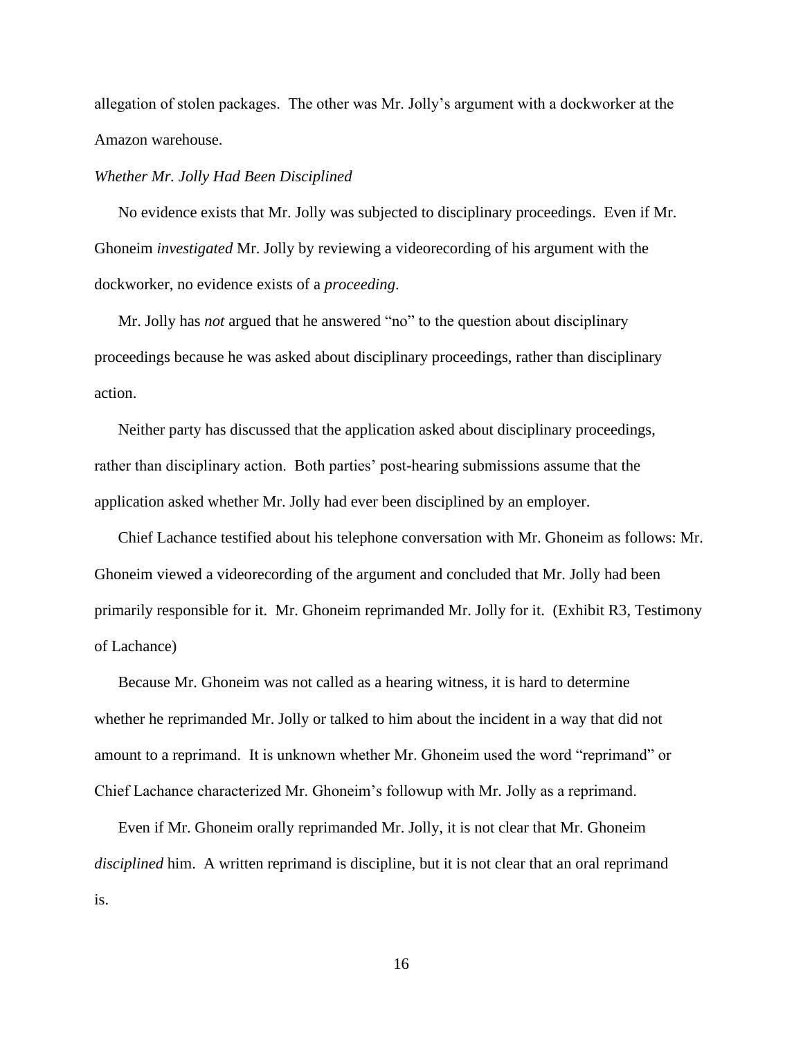allegation of stolen packages. The other was Mr. Jolly's argument with a dockworker at the Amazon warehouse.

*Whether Mr. Jolly Had Been Disciplined*

No evidence exists that Mr. Jolly was subjected to disciplinary proceedings. Even if Mr. Ghoneim *investigated* Mr. Jolly by reviewing a videorecording of his argument with the dockworker, no evidence exists of a *proceeding*.

Mr. Jolly has *not* argued that he answered "no" to the question about disciplinary proceedings because he was asked about disciplinary proceedings, rather than disciplinary action.

Neither party has discussed that the application asked about disciplinary proceedings, rather than disciplinary action. Both parties' post-hearing submissions assume that the application asked whether Mr. Jolly had ever been disciplined by an employer.

Chief Lachance testified about his telephone conversation with Mr. Ghoneim as follows: Mr. Ghoneim viewed a videorecording of the argument and concluded that Mr. Jolly had been primarily responsible for it. Mr. Ghoneim reprimanded Mr. Jolly for it. (Exhibit R3, Testimony of Lachance)

Because Mr. Ghoneim was not called as a hearing witness, it is hard to determine whether he reprimanded Mr. Jolly or talked to him about the incident in a way that did not amount to a reprimand. It is unknown whether Mr. Ghoneim used the word "reprimand" or Chief Lachance characterized Mr. Ghoneim's followup with Mr. Jolly as a reprimand.

Even if Mr. Ghoneim orally reprimanded Mr. Jolly, it is not clear that Mr. Ghoneim *disciplined* him. A written reprimand is discipline, but it is not clear that an oral reprimand is.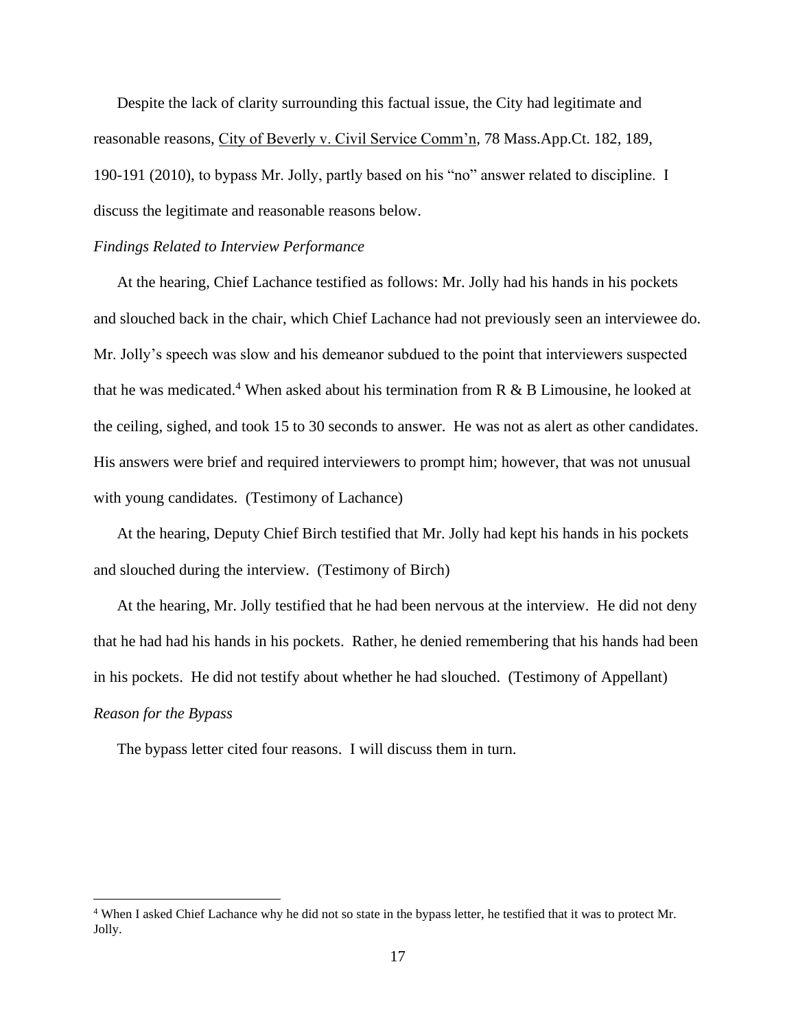Despite the lack of clarity surrounding this factual issue, the City had legitimate and reasonable reasons, City of Beverly v. Civil Service Comm'n, 78 Mass.App.Ct. 182, 189, 190-191 (2010), to bypass Mr. Jolly, partly based on his "no" answer related to discipline. I discuss the legitimate and reasonable reasons below.

*Findings Related to Interview Performance*

At the hearing, Chief Lachance testified as follows: Mr. Jolly had his hands in his pockets and slouched back in the chair, which Chief Lachance had not previously seen an interviewee do. Mr. Jolly's speech was slow and his demeanor subdued to the point that interviewers suspected that he was medicated.[4] When asked about his termination from R & B Limousine, he looked at the ceiling, sighed, and took 15 to 30 seconds to answer. He was not as alert as other candidates. His answers were brief and required interviewers to prompt him; however, that was not unusual with young candidates. (Testimony of Lachance)

At the hearing, Deputy Chief Birch testified that Mr. Jolly had kept his hands in his pockets and slouched during the interview. (Testimony of Birch)

At the hearing, Mr. Jolly testified that he had been nervous at the interview. He did not deny that he had had his hands in his pockets. Rather, he denied remembering that his hands had been in his pockets. He did not testify about whether he had slouched. (Testimony of Appellant)

*Reason for the Bypass*

The bypass letter cited four reasons. I will discuss them in turn.

[4] When I asked Chief Lachance why he did not so state in the bypass letter, he testified that it was to protect Mr. Jolly.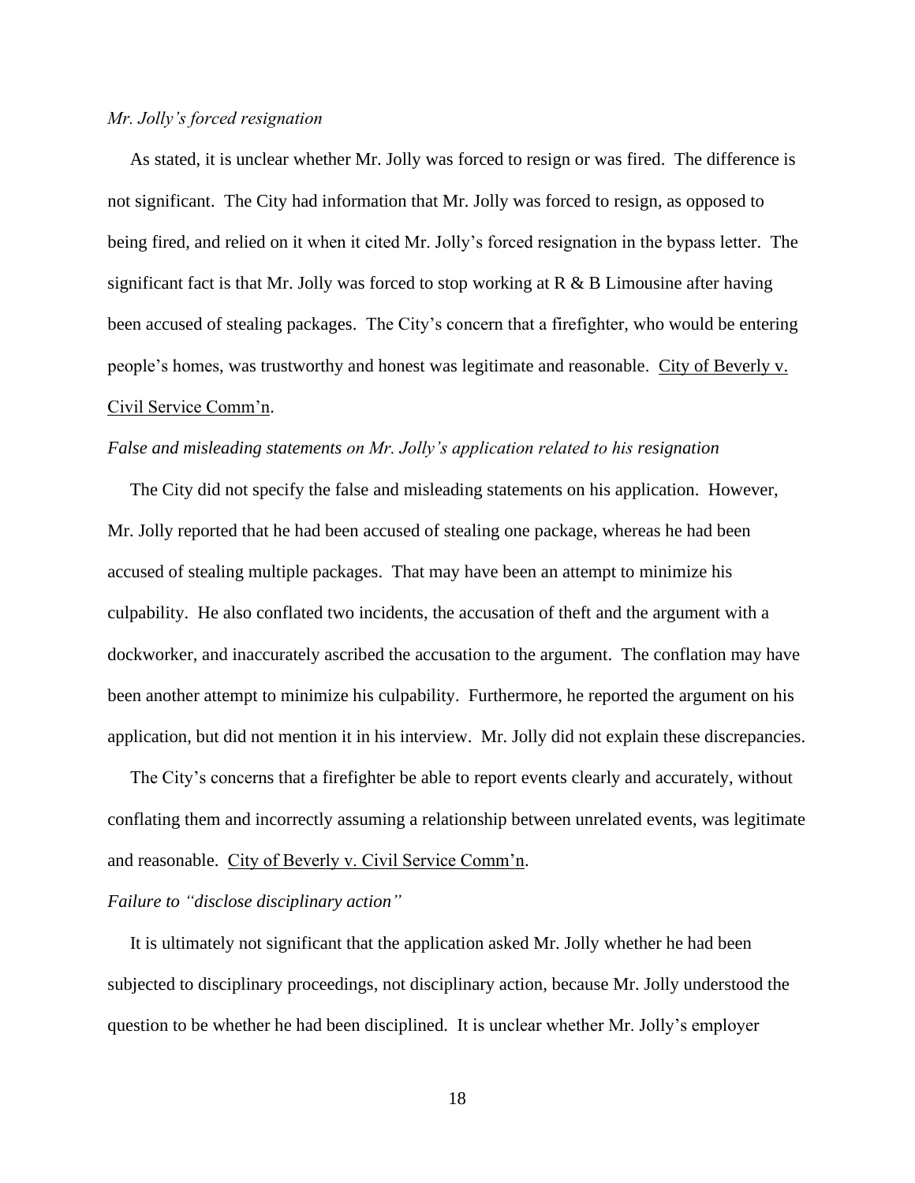*Mr. Jolly's forced resignation*

As stated, it is unclear whether Mr. Jolly was forced to resign or was fired. The difference is not significant. The City had information that Mr. Jolly was forced to resign, as opposed to being fired, and relied on it when it cited Mr. Jolly's forced resignation in the bypass letter. The significant fact is that Mr. Jolly was forced to stop working at R & B Limousine after having been accused of stealing packages. The City's concern that a firefighter, who would be entering people's homes, was trustworthy and honest was legitimate and reasonable. City of Beverly v. Civil Service Comm'n.

*False and misleading statements on Mr. Jolly's application related to his resignation*

The City did not specify the false and misleading statements on his application. However, Mr. Jolly reported that he had been accused of stealing one package, whereas he had been accused of stealing multiple packages. That may have been an attempt to minimize his culpability. He also conflated two incidents, the accusation of theft and the argument with a dockworker, and inaccurately ascribed the accusation to the argument. The conflation may have been another attempt to minimize his culpability. Furthermore, he reported the argument on his application, but did not mention it in his interview. Mr. Jolly did not explain these discrepancies.

The City's concerns that a firefighter be able to report events clearly and accurately, without conflating them and incorrectly assuming a relationship between unrelated events, was legitimate and reasonable. City of Beverly v. Civil Service Comm'n.

*Failure to "disclose disciplinary action"*

It is ultimately not significant that the application asked Mr. Jolly whether he had been subjected to disciplinary proceedings, not disciplinary action, because Mr. Jolly understood the question to be whether he had been disciplined. It is unclear whether Mr. Jolly's employer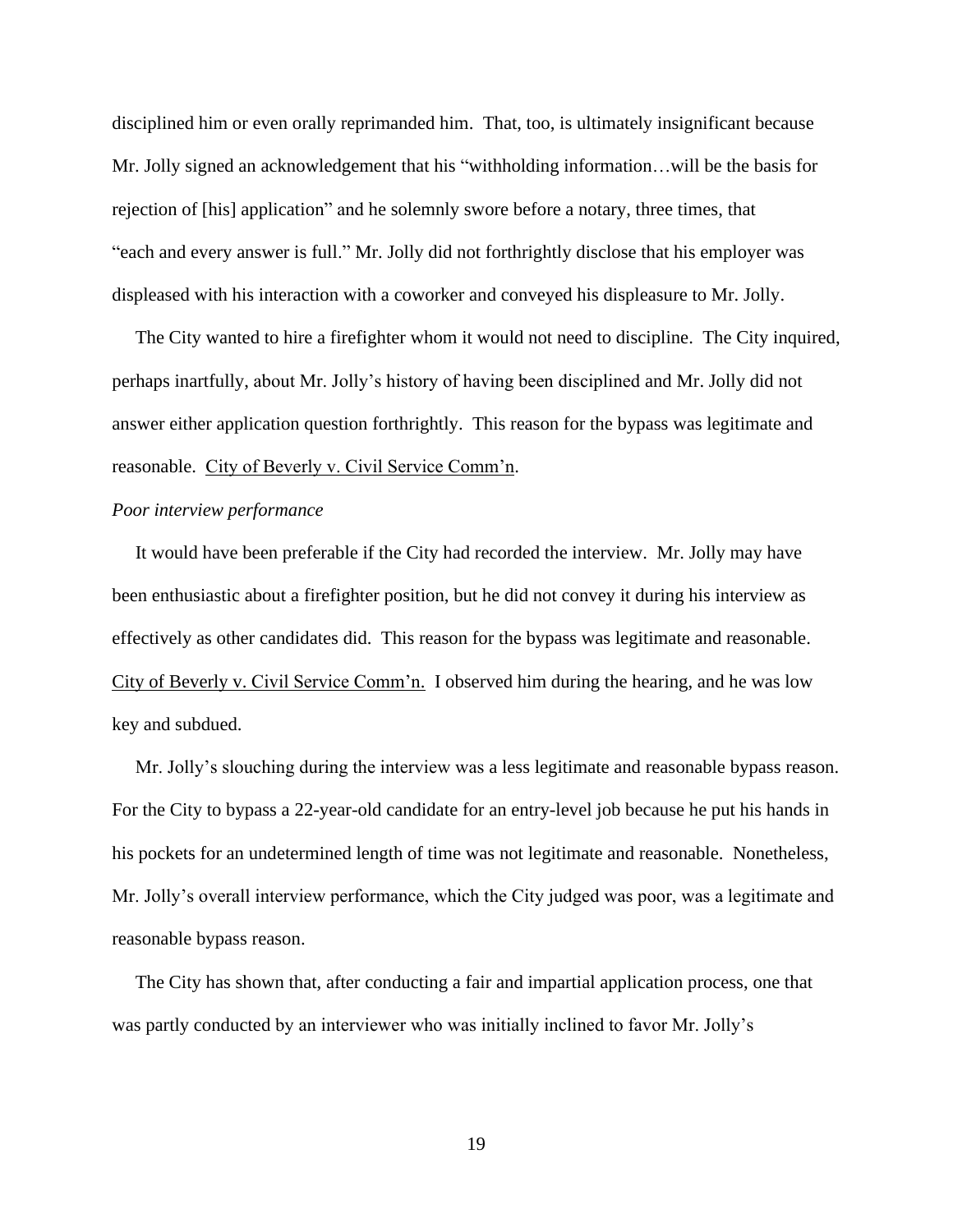disciplined him or even orally reprimanded him. That, too, is ultimately insignificant because Mr. Jolly signed an acknowledgement that his "withholding information…will be the basis for rejection of [his] application" and he solemnly swore before a notary, three times, that "each and every answer is full." Mr. Jolly did not forthrightly disclose that his employer was displeased with his interaction with a coworker and conveyed his displeasure to Mr. Jolly.

The City wanted to hire a firefighter whom it would not need to discipline. The City inquired, perhaps inartfully, about Mr. Jolly's history of having been disciplined and Mr. Jolly did not answer either application question forthrightly. This reason for the bypass was legitimate and reasonable. City of Beverly v. Civil Service Comm'n.

*Poor interview performance*

It would have been preferable if the City had recorded the interview. Mr. Jolly may have been enthusiastic about a firefighter position, but he did not convey it during his interview as effectively as other candidates did. This reason for the bypass was legitimate and reasonable. City of Beverly v. Civil Service Comm'n. I observed him during the hearing, and he was low key and subdued.

Mr. Jolly's slouching during the interview was a less legitimate and reasonable bypass reason. For the City to bypass a 22-year-old candidate for an entry-level job because he put his hands in his pockets for an undetermined length of time was not legitimate and reasonable. Nonetheless, Mr. Jolly's overall interview performance, which the City judged was poor, was a legitimate and reasonable bypass reason.

The City has shown that, after conducting a fair and impartial application process, one that was partly conducted by an interviewer who was initially inclined to favor Mr. Jolly's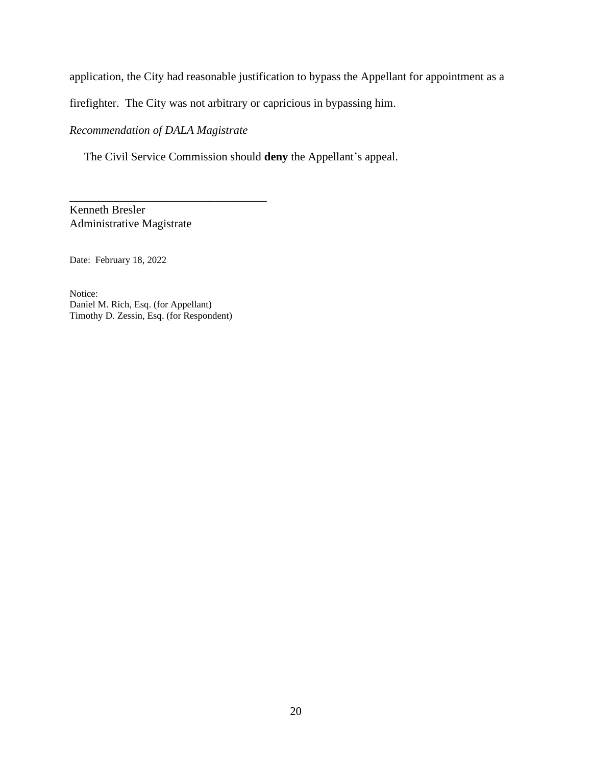application, the City had reasonable justification to bypass the Appellant for appointment as a firefighter. The City was not arbitrary or capricious in bypassing him.

*Recommendation of DALA Magistrate*

The Civil Service Commission should **deny** the Appellant's appeal.

\_\_\_\_\_\_\_\_\_\_\_\_\_\_\_\_\_\_\_\_\_\_\_\_\_\_\_\_\_\_\_\_\_\_\_

Kenneth Bresler
Administrative Magistrate

Date: February 18, 2022

Notice:
Daniel M. Rich, Esq. (for Appellant)
Timothy D. Zessin, Esq. (for Respondent)